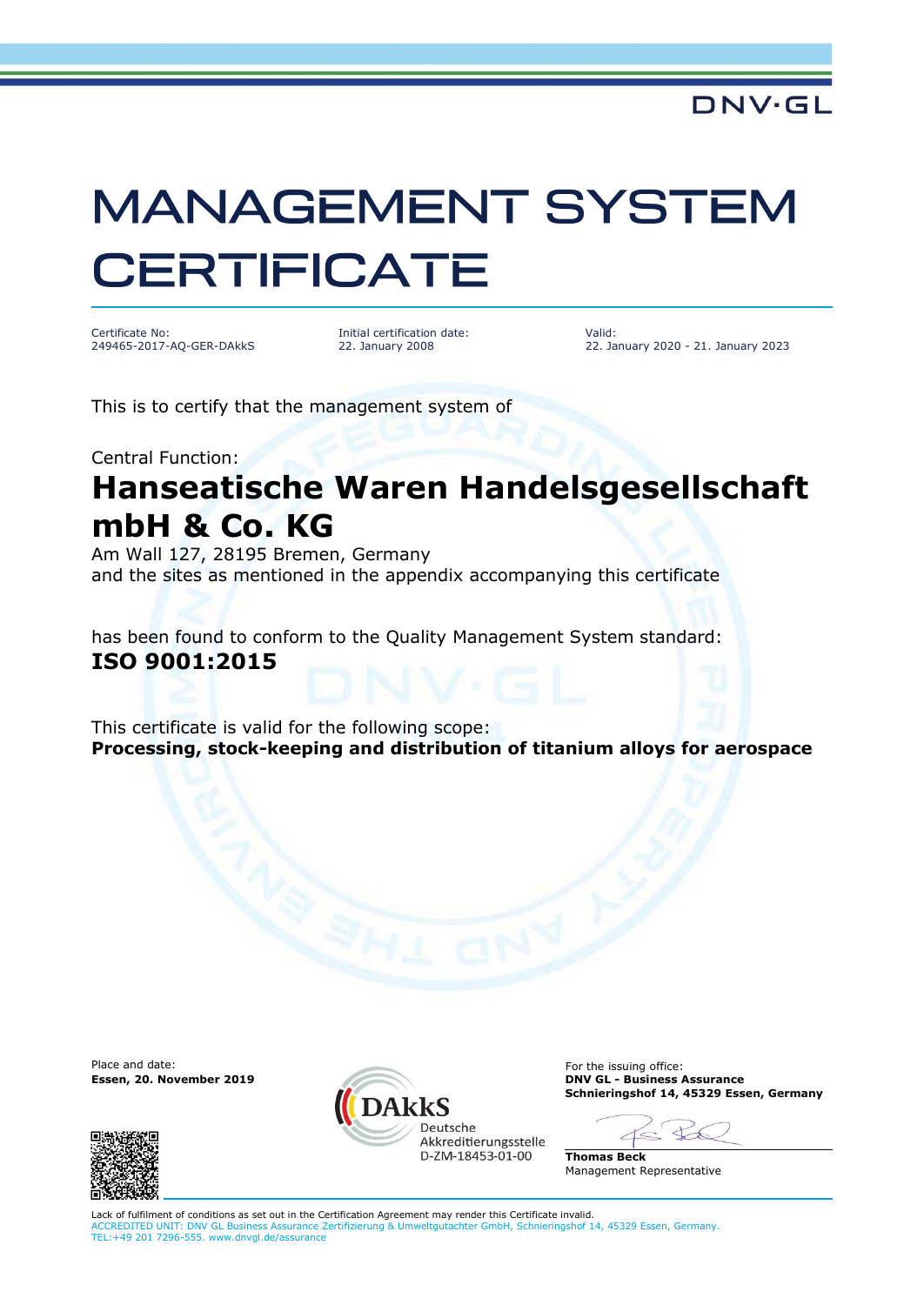DNV·GL

# MANAGEMENT SYSTEM CERTIFICATE

| Certificate No: | Initial certification date: | Valid: |
|---|---|---|
| 249465-2017-AQ-GER-DAkkS | 22. January 2008 | 22. January 2020 - 21. January 2023 |

This is to certify that the management system of

Central Function:

## Hanseatische Waren Handelsgesellschaft mbH & Co. KG

Am Wall 127, 28195 Bremen, Germany
and the sites as mentioned in the appendix accompanying this certificate

has been found to conform to the Quality Management System standard:
**ISO 9001:2015**

This certificate is valid for the following scope:
**Processing, stock-keeping and distribution of titanium alloys for aerospace**

Place and date:
**Essen, 20. November 2019**

DAkkS
Deutsche Akkreditierungsstelle
D-ZM-18453-01-00

For the issuing office:
**DNV GL - Business Assurance**
**Schnieringshof 14, 45329 Essen, Germany**

**Thomas Beck**
Management Representative

Lack of fulfilment of conditions as set out in the Certification Agreement may render this Certificate invalid.
ACCREDITED UNIT: DNV GL Business Assurance Zertifizierung & Umweltgutachter GmbH, Schnieringshof 14, 45329 Essen, Germany.
TEL:+49 201 7296-555. www.dnvgl.de/assurance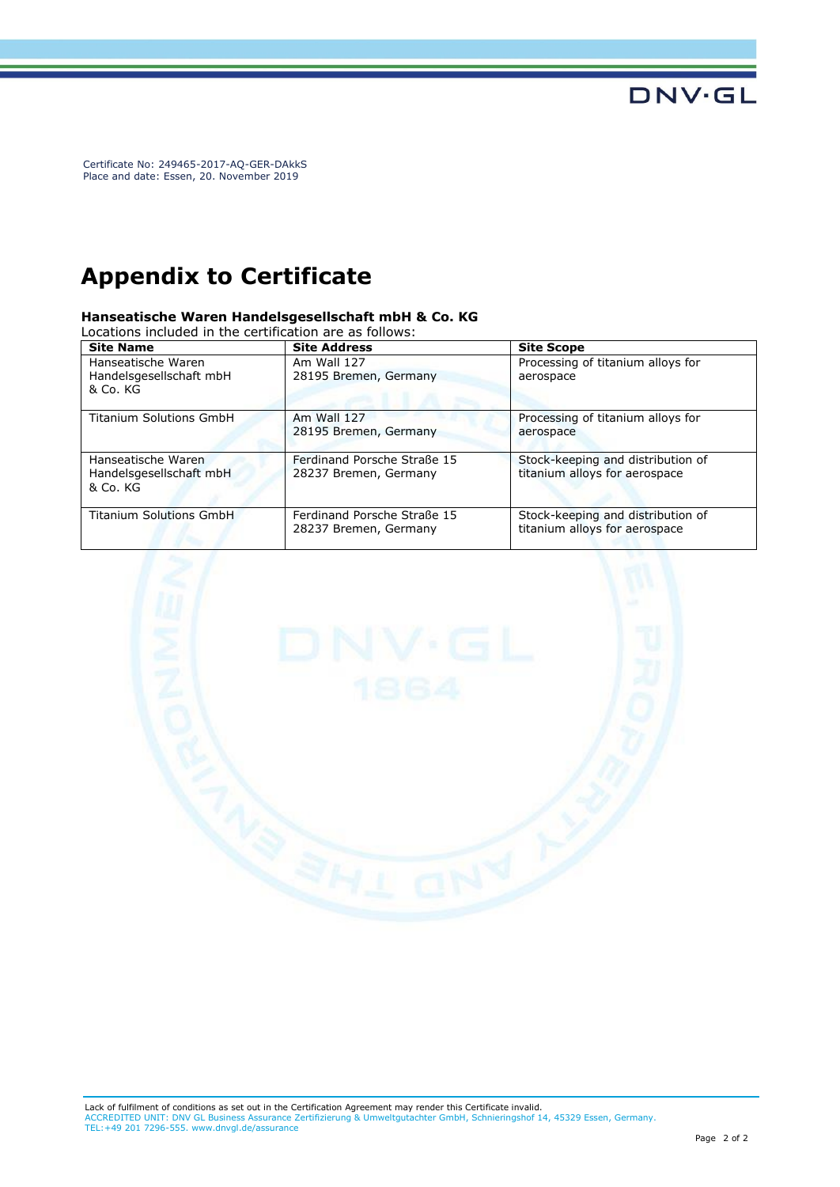Certificate No: 249465-2017-AQ-GER-DAkkS
Place and date: Essen, 20. November 2019

# Appendix to Certificate

**Hanseatische Waren Handelsgesellschaft mbH & Co. KG**
Locations included in the certification are as follows:

| Site Name | Site Address | Site Scope |
|---|---|---|
| Hanseatische Waren Handelsgesellschaft mbH & Co. KG | Am Wall 127<br>28195 Bremen, Germany | Processing of titanium alloys for aerospace |
| Titanium Solutions GmbH | Am Wall 127<br>28195 Bremen, Germany | Processing of titanium alloys for aerospace |
| Hanseatische Waren Handelsgesellschaft mbH & Co. KG | Ferdinand Porsche Straße 15<br>28237 Bremen, Germany | Stock-keeping and distribution of titanium alloys for aerospace |
| Titanium Solutions GmbH | Ferdinand Porsche Straße 15<br>28237 Bremen, Germany | Stock-keeping and distribution of titanium alloys for aerospace |

Lack of fulfilment of conditions as set out in the Certification Agreement may render this Certificate invalid.
ACCREDITED UNIT: DNV GL Business Assurance Zertifizierung & Umweltgutachter GmbH, Schnieringshof 14, 45329 Essen, Germany.
TEL:+49 201 7296-555. www.dnvgl.de/assurance